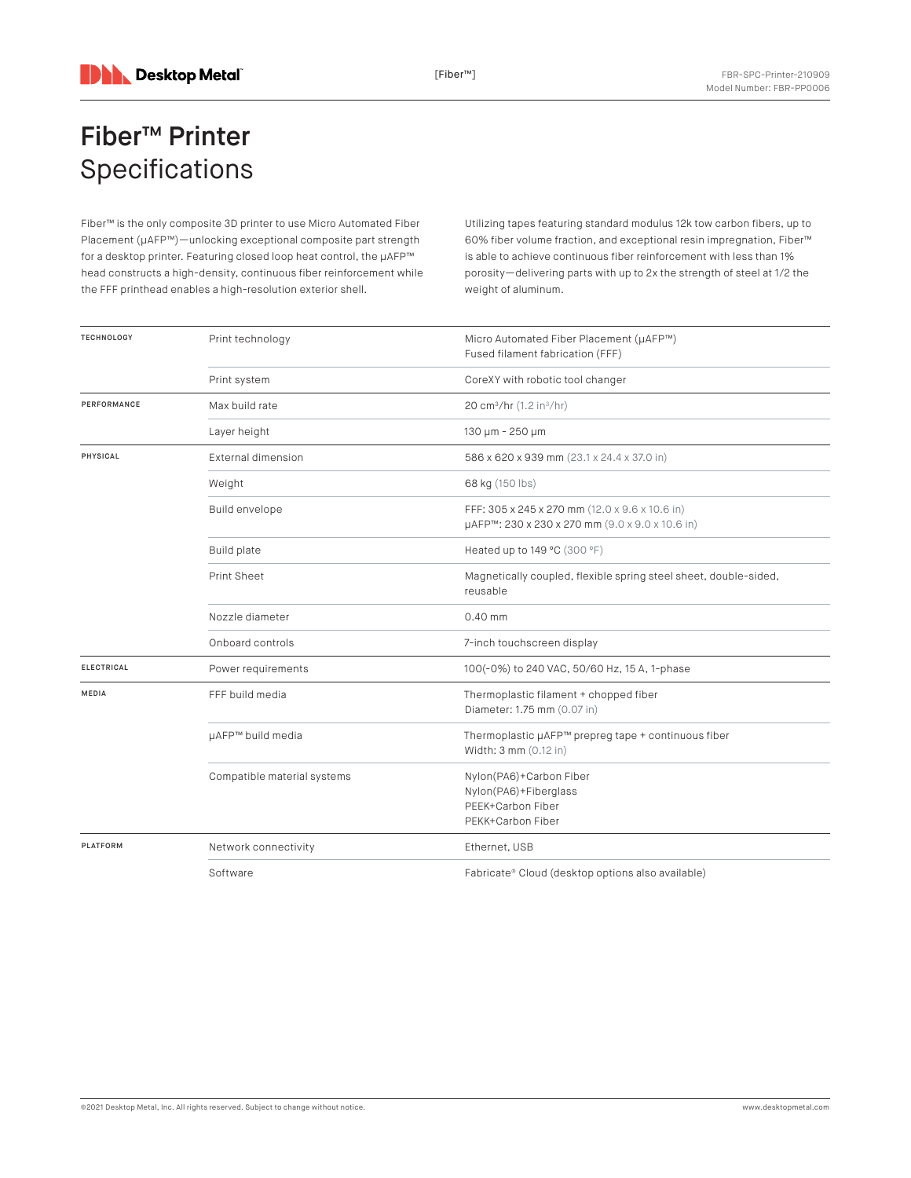# Fiber™ Printer Specifications

Fiber™ is the only composite 3D printer to use Micro Automated Fiber Placement (μAFP™)—unlocking exceptional composite part strength for a desktop printer. Featuring closed loop heat control, the μAFP™ head constructs a high-density, continuous fiber reinforcement while the FFF printhead enables a high-resolution exterior shell.

Utilizing tapes featuring standard modulus 12k tow carbon fibers, up to 60% fiber volume fraction, and exceptional resin impregnation, Fiber™ is able to achieve continuous fiber reinforcement with less than 1% porosity—delivering parts with up to 2x the strength of steel at 1/2 the weight of aluminum.

| | | |
|---|---|---|
| **TECHNOLOGY** | Print technology | Micro Automated Fiber Placement (μAFP™)<br>Fused filament fabrication (FFF) |
| | Print system | CoreXY with robotic tool changer |
| **PERFORMANCE** | Max build rate | 20 cm³/hr (1.2 in³/hr) |
| | Layer height | 130 μm - 250 μm |
| **PHYSICAL** | External dimension | 586 x 620 x 939 mm (23.1 x 24.4 x 37.0 in) |
| | Weight | 68 kg (150 lbs) |
| | Build envelope | FFF: 305 x 245 x 270 mm (12.0 x 9.6 x 10.6 in)<br>μAFP™: 230 x 230 x 270 mm (9.0 x 9.0 x 10.6 in) |
| | Build plate | Heated up to 149 °C (300 °F) |
| | Print Sheet | Magnetically coupled, flexible spring steel sheet, double-sided, reusable |
| | Nozzle diameter | 0.40 mm |
| | Onboard controls | 7-inch touchscreen display |
| **ELECTRICAL** | Power requirements | 100(-0%) to 240 VAC, 50/60 Hz, 15 A, 1-phase |
| **MEDIA** | FFF build media | Thermoplastic filament + chopped fiber<br>Diameter: 1.75 mm (0.07 in) |
| | μAFP™ build media | Thermoplastic μAFP™ prepreg tape + continuous fiber<br>Width: 3 mm (0.12 in) |
| | Compatible material systems | Nylon(PA6)+Carbon Fiber<br>Nylon(PA6)+Fiberglass<br>PEEK+Carbon Fiber<br>PEKK+Carbon Fiber |
| **PLATFORM** | Network connectivity | Ethernet, USB |
| | Software | Fabricate® Cloud (desktop options also available) |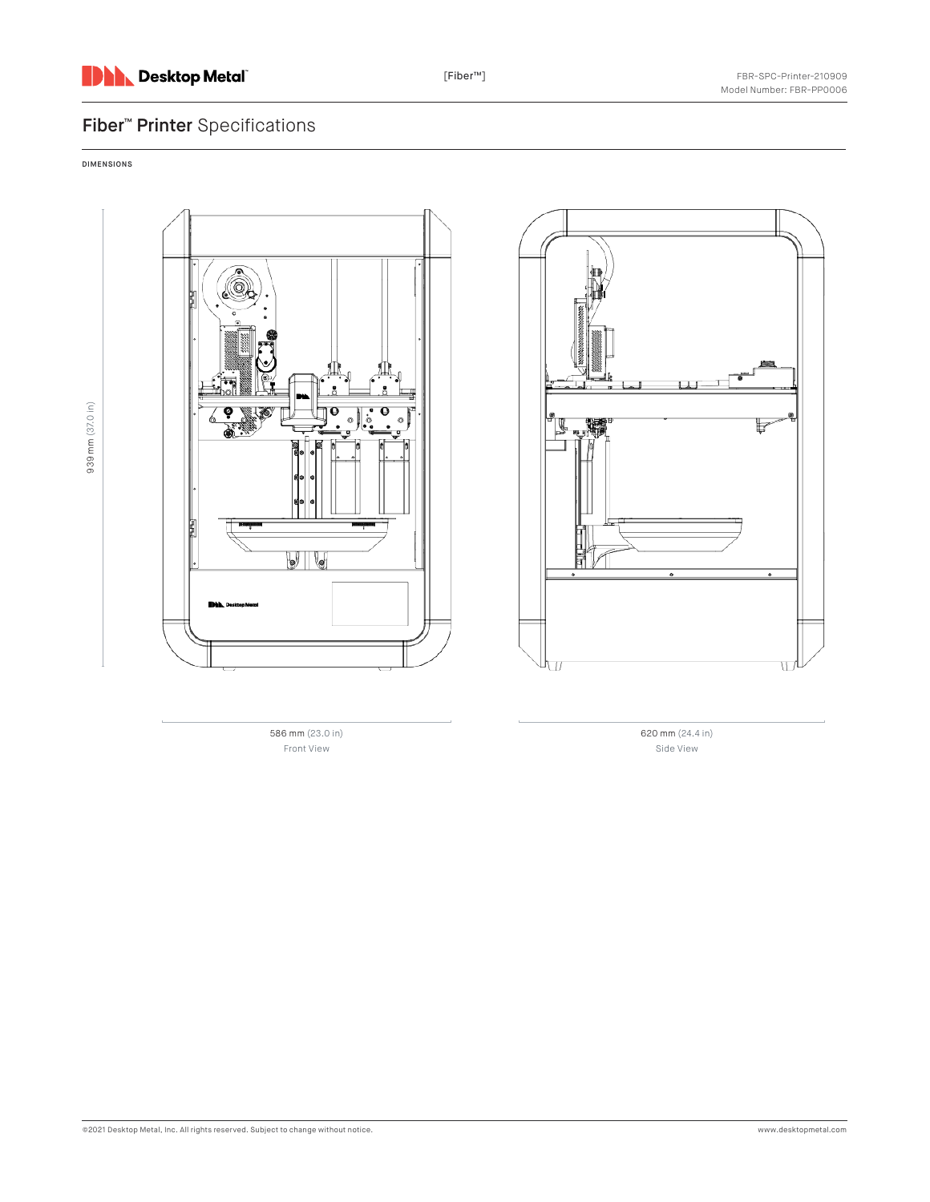# Fiber™ Printer Specifications

**DIMENSIONS**

939 mm (37.0 in)

586 mm (23.0 in)
Front View

620 mm (24.4 in)
Side View